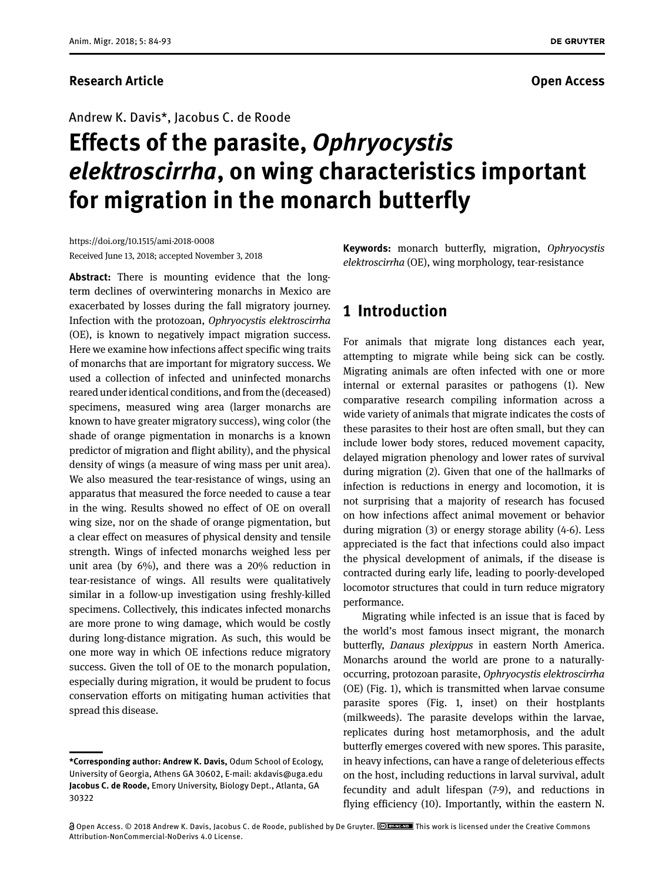**Research Article** **Open Access**

Andrew K. Davis*, Jacobus C. de Roode

# Effects of the parasite, *Ophryocystis elektroscirrha*, on wing characteristics important for migration in the monarch butterfly

https://doi.org/10.1515/ami-2018-0008
Received June 13, 2018; accepted November 3, 2018

**Abstract:** There is mounting evidence that the long-term declines of overwintering monarchs in Mexico are exacerbated by losses during the fall migratory journey. Infection with the protozoan, *Ophryocystis elektroscirrha* (OE), is known to negatively impact migration success. Here we examine how infections affect specific wing traits of monarchs that are important for migratory success. We used a collection of infected and uninfected monarchs reared under identical conditions, and from the (deceased) specimens, measured wing area (larger monarchs are known to have greater migratory success), wing color (the shade of orange pigmentation in monarchs is a known predictor of migration and flight ability), and the physical density of wings (a measure of wing mass per unit area). We also measured the tear-resistance of wings, using an apparatus that measured the force needed to cause a tear in the wing. Results showed no effect of OE on overall wing size, nor on the shade of orange pigmentation, but a clear effect on measures of physical density and tensile strength. Wings of infected monarchs weighed less per unit area (by 6%), and there was a 20% reduction in tear-resistance of wings. All results were qualitatively similar in a follow-up investigation using freshly-killed specimens. Collectively, this indicates infected monarchs are more prone to wing damage, which would be costly during long-distance migration. As such, this would be one more way in which OE infections reduce migratory success. Given the toll of OE to the monarch population, especially during migration, it would be prudent to focus conservation efforts on mitigating human activities that spread this disease.

**Keywords:** monarch butterfly, migration, *Ophryocystis elektroscirrha* (OE), wing morphology, tear-resistance

## 1 Introduction

For animals that migrate long distances each year, attempting to migrate while being sick can be costly. Migrating animals are often infected with one or more internal or external parasites or pathogens (1). New comparative research compiling information across a wide variety of animals that migrate indicates the costs of these parasites to their host are often small, but they can include lower body stores, reduced movement capacity, delayed migration phenology and lower rates of survival during migration (2). Given that one of the hallmarks of infection is reductions in energy and locomotion, it is not surprising that a majority of research has focused on how infections affect animal movement or behavior during migration (3) or energy storage ability (4-6). Less appreciated is the fact that infections could also impact the physical development of animals, if the disease is contracted during early life, leading to poorly-developed locomotor structures that could in turn reduce migratory performance.

Migrating while infected is an issue that is faced by the world's most famous insect migrant, the monarch butterfly, *Danaus plexippus* in eastern North America. Monarchs around the world are prone to a naturally-occurring, protozoan parasite, *Ophryocystis elektroscirrha* (OE) (Fig. 1), which is transmitted when larvae consume parasite spores (Fig. 1, inset) on their hostplants (milkweeds). The parasite develops within the larvae, replicates during host metamorphosis, and the adult butterfly emerges covered with new spores. This parasite, in heavy infections, can have a range of deleterious effects on the host, including reductions in larval survival, adult fecundity and adult lifespan (7-9), and reductions in flying efficiency (10). Importantly, within the eastern N.

---

***Corresponding author: Andrew K. Davis,** Odum School of Ecology, University of Georgia, Athens GA 30602, E-mail: akdavis@uga.edu
**Jacobus C. de Roode,** Emory University, Biology Dept., Atlanta, GA 30322

Open Access. © 2018 Andrew K. Davis, Jacobus C. de Roode, published by De Gruyter. This work is licensed under the Creative Commons Attribution-NonCommercial-NoDerivs 4.0 License.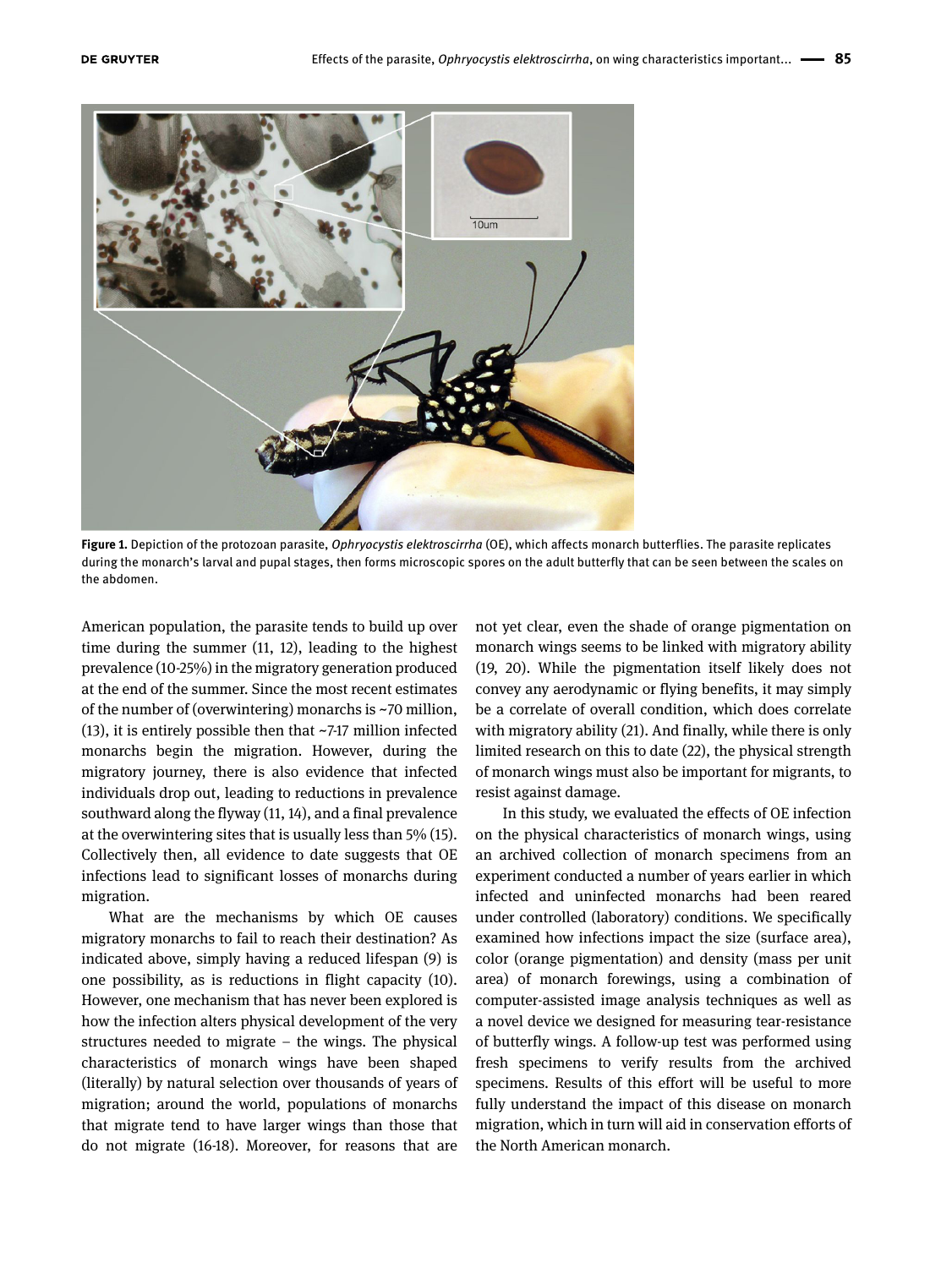Figure 1. Depiction of the protozoan parasite, *Ophryocystis elektroscirrha* (OE), which affects monarch butterflies. The parasite replicates during the monarch's larval and pupal stages, then forms microscopic spores on the adult butterfly that can be seen between the scales on the abdomen.

American population, the parasite tends to build up over time during the summer (11, 12), leading to the highest prevalence (10-25%) in the migratory generation produced at the end of the summer. Since the most recent estimates of the number of (overwintering) monarchs is ~70 million, (13), it is entirely possible then that ~7-17 million infected monarchs begin the migration. However, during the migratory journey, there is also evidence that infected individuals drop out, leading to reductions in prevalence southward along the flyway (11, 14), and a final prevalence at the overwintering sites that is usually less than 5% (15). Collectively then, all evidence to date suggests that OE infections lead to significant losses of monarchs during migration.

What are the mechanisms by which OE causes migratory monarchs to fail to reach their destination? As indicated above, simply having a reduced lifespan (9) is one possibility, as is reductions in flight capacity (10). However, one mechanism that has never been explored is how the infection alters physical development of the very structures needed to migrate – the wings. The physical characteristics of monarch wings have been shaped (literally) by natural selection over thousands of years of migration; around the world, populations of monarchs that migrate tend to have larger wings than those that do not migrate (16-18). Moreover, for reasons that are not yet clear, even the shade of orange pigmentation on monarch wings seems to be linked with migratory ability (19, 20). While the pigmentation itself likely does not convey any aerodynamic or flying benefits, it may simply be a correlate of overall condition, which does correlate with migratory ability (21). And finally, while there is only limited research on this to date (22), the physical strength of monarch wings must also be important for migrants, to resist against damage.

In this study, we evaluated the effects of OE infection on the physical characteristics of monarch wings, using an archived collection of monarch specimens from an experiment conducted a number of years earlier in which infected and uninfected monarchs had been reared under controlled (laboratory) conditions. We specifically examined how infections impact the size (surface area), color (orange pigmentation) and density (mass per unit area) of monarch forewings, using a combination of computer-assisted image analysis techniques as well as a novel device we designed for measuring tear-resistance of butterfly wings. A follow-up test was performed using fresh specimens to verify results from the archived specimens. Results of this effort will be useful to more fully understand the impact of this disease on monarch migration, which in turn will aid in conservation efforts of the North American monarch.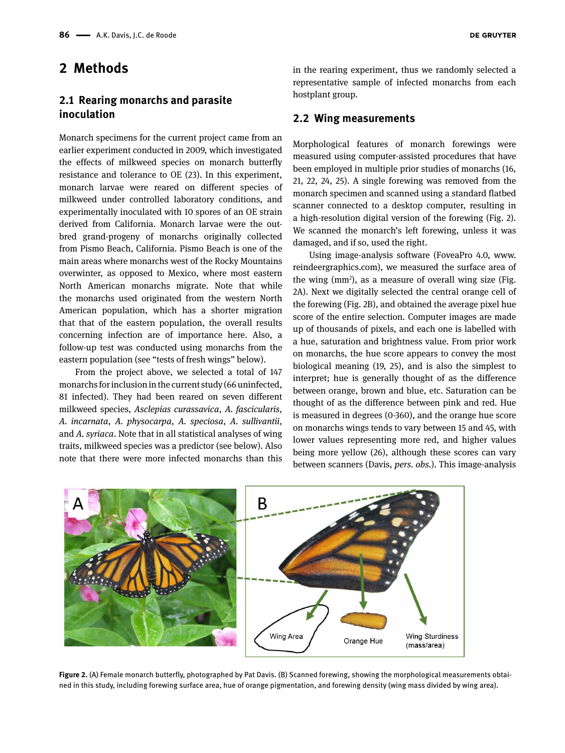## 2 Methods

### 2.1 Rearing monarchs and parasite inoculation

Monarch specimens for the current project came from an earlier experiment conducted in 2009, which investigated the effects of milkweed species on monarch butterfly resistance and tolerance to OE (23). In this experiment, monarch larvae were reared on different species of milkweed under controlled laboratory conditions, and experimentally inoculated with 10 spores of an OE strain derived from California. Monarch larvae were the outbred grand-progeny of monarchs originally collected from Pismo Beach, California. Pismo Beach is one of the main areas where monarchs west of the Rocky Mountains overwinter, as opposed to Mexico, where most eastern North American monarchs migrate. Note that while the monarchs used originated from the western North American population, which has a shorter migration that that of the eastern population, the overall results concerning infection are of importance here. Also, a follow-up test was conducted using monarchs from the eastern population (see "tests of fresh wings" below).

From the project above, we selected a total of 147 monarchs for inclusion in the current study (66 uninfected, 81 infected). They had been reared on seven different milkweed species, *Asclepias curassavica*, *A. fascicularis*, *A. incarnata*, *A. physocarpa*, *A. speciosa*, *A. sullivantii*, and *A. syriaca*. Note that in all statistical analyses of wing traits, milkweed species was a predictor (see below). Also note that there were more infected monarchs than this in the rearing experiment, thus we randomly selected a representative sample of infected monarchs from each hostplant group.

### 2.2 Wing measurements

Morphological features of monarch forewings were measured using computer-assisted procedures that have been employed in multiple prior studies of monarchs (16, 21, 22, 24, 25). A single forewing was removed from the monarch specimen and scanned using a standard flatbed scanner connected to a desktop computer, resulting in a high-resolution digital version of the forewing (Fig. 2). We scanned the monarch's left forewing, unless it was damaged, and if so, used the right.

Using image-analysis software (FoveaPro 4.0, www.reindeergraphics.com), we measured the surface area of the wing (mm$^2$), as a measure of overall wing size (Fig. 2A). Next we digitally selected the central orange cell of the forewing (Fig. 2B), and obtained the average pixel hue score of the entire selection. Computer images are made up of thousands of pixels, and each one is labelled with a hue, saturation and brightness value. From prior work on monarchs, the hue score appears to convey the most biological meaning (19, 25), and is also the simplest to interpret; hue is generally thought of as the difference between orange, brown and blue, etc. Saturation can be thought of as the difference between pink and red. Hue is measured in degrees (0-360), and the orange hue score on monarchs wings tends to vary between 15 and 45, with lower values representing more red, and higher values being more yellow (26), although these scores can vary between scanners (Davis, *pers. obs.*). This image-analysis

**Figure 2.** (A) Female monarch butterfly, photographed by Pat Davis. (B) Scanned forewing, showing the morphological measurements obtained in this study, including forewing surface area, hue of orange pigmentation, and forewing density (wing mass divided by wing area).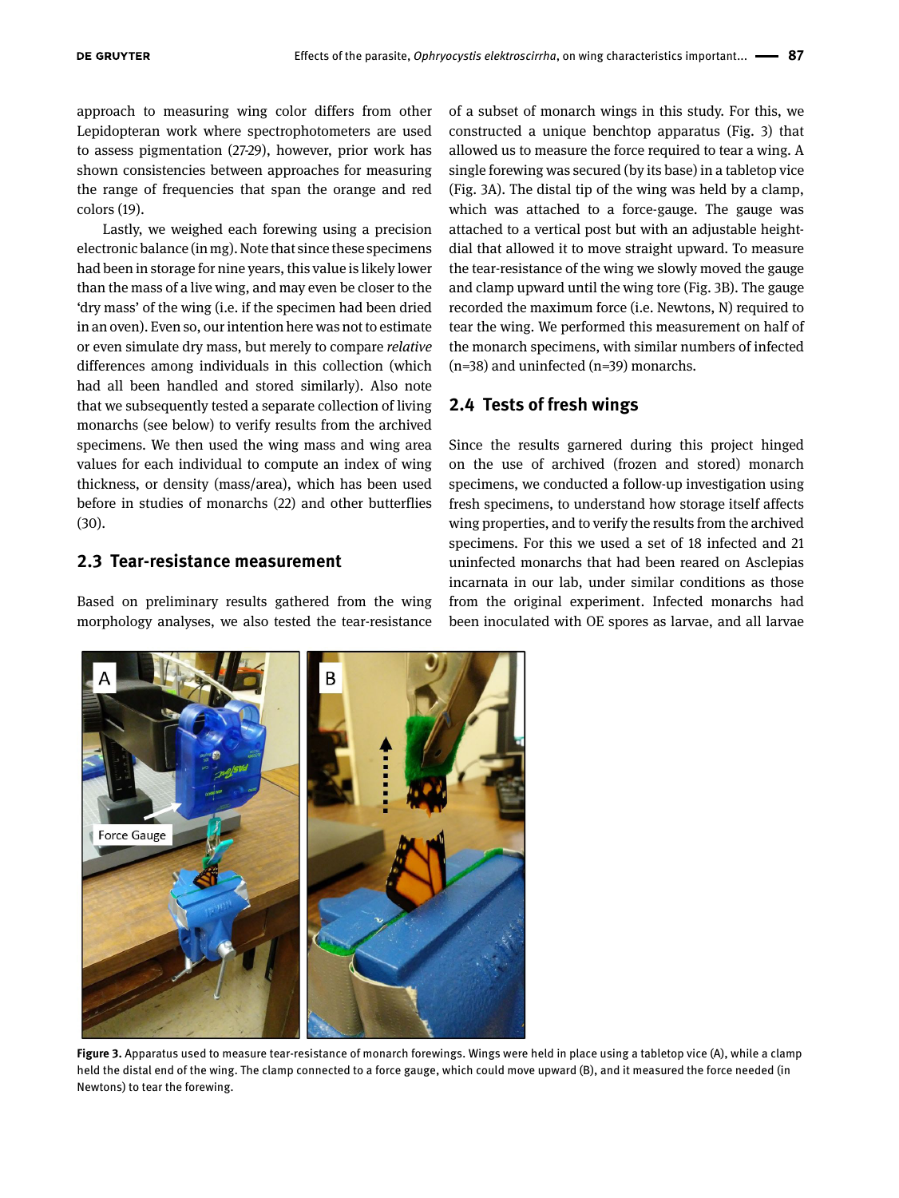approach to measuring wing color differs from other Lepidopteran work where spectrophotometers are used to assess pigmentation (27-29), however, prior work has shown consistencies between approaches for measuring the range of frequencies that span the orange and red colors (19).

Lastly, we weighed each forewing using a precision electronic balance (in mg). Note that since these specimens had been in storage for nine years, this value is likely lower than the mass of a live wing, and may even be closer to the 'dry mass' of the wing (i.e. if the specimen had been dried in an oven). Even so, our intention here was not to estimate or even simulate dry mass, but merely to compare *relative* differences among individuals in this collection (which had all been handled and stored similarly). Also note that we subsequently tested a separate collection of living monarchs (see below) to verify results from the archived specimens. We then used the wing mass and wing area values for each individual to compute an index of wing thickness, or density (mass/area), which has been used before in studies of monarchs (22) and other butterflies (30).

## 2.3 Tear-resistance measurement

Based on preliminary results gathered from the wing morphology analyses, we also tested the tear-resistance of a subset of monarch wings in this study. For this, we constructed a unique benchtop apparatus (Fig. 3) that allowed us to measure the force required to tear a wing. A single forewing was secured (by its base) in a tabletop vice (Fig. 3A). The distal tip of the wing was held by a clamp, which was attached to a force-gauge. The gauge was attached to a vertical post but with an adjustable height-dial that allowed it to move straight upward. To measure the tear-resistance of the wing we slowly moved the gauge and clamp upward until the wing tore (Fig. 3B). The gauge recorded the maximum force (i.e. Newtons, N) required to tear the wing. We performed this measurement on half of the monarch specimens, with similar numbers of infected (n=38) and uninfected (n=39) monarchs.

## 2.4 Tests of fresh wings

Since the results garnered during this project hinged on the use of archived (frozen and stored) monarch specimens, we conducted a follow-up investigation using fresh specimens, to understand how storage itself affects wing properties, and to verify the results from the archived specimens. For this we used a set of 18 infected and 21 uninfected monarchs that had been reared on Asclepias incarnata in our lab, under similar conditions as those from the original experiment. Infected monarchs had been inoculated with OE spores as larvae, and all larvae

**Figure 3.** Apparatus used to measure tear-resistance of monarch forewings. Wings were held in place using a tabletop vice (A), while a clamp held the distal end of the wing. The clamp connected to a force gauge, which could move upward (B), and it measured the force needed (in Newtons) to tear the forewing.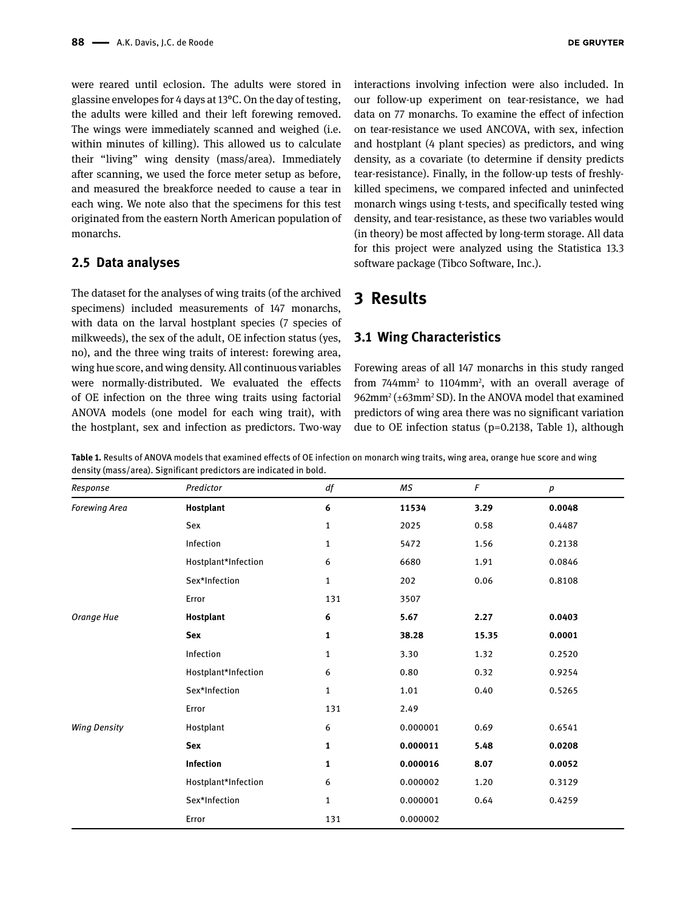were reared until eclosion. The adults were stored in glassine envelopes for 4 days at 13°C. On the day of testing, the adults were killed and their left forewing removed. The wings were immediately scanned and weighed (i.e. within minutes of killing). This allowed us to calculate their "living" wing density (mass/area). Immediately after scanning, we used the force meter setup as before, and measured the breakforce needed to cause a tear in each wing. We note also that the specimens for this test originated from the eastern North American population of monarchs.

### 2.5 Data analyses

The dataset for the analyses of wing traits (of the archived specimens) included measurements of 147 monarchs, with data on the larval hostplant species (7 species of milkweeds), the sex of the adult, OE infection status (yes, no), and the three wing traits of interest: forewing area, wing hue score, and wing density. All continuous variables were normally-distributed. We evaluated the effects of OE infection on the three wing traits using factorial ANOVA models (one model for each wing trait), with the hostplant, sex and infection as predictors. Two-way interactions involving infection were also included. In our follow-up experiment on tear-resistance, we had data on 77 monarchs. To examine the effect of infection on tear-resistance we used ANCOVA, with sex, infection and hostplant (4 plant species) as predictors, and wing density, as a covariate (to determine if density predicts tear-resistance). Finally, in the follow-up tests of freshly-killed specimens, we compared infected and uninfected monarch wings using t-tests, and specifically tested wing density, and tear-resistance, as these two variables would (in theory) be most affected by long-term storage. All data for this project were analyzed using the Statistica 13.3 software package (Tibco Software, Inc.).

## 3 Results

### 3.1 Wing Characteristics

Forewing areas of all 147 monarchs in this study ranged from 744mm$^2$ to 1104mm$^2$, with an overall average of 962mm$^2$ (±63mm$^2$ SD). In the ANOVA model that examined predictors of wing area there was no significant variation due to OE infection status (p=0.2138, Table 1), although

**Table 1.** Results of ANOVA models that examined effects of OE infection on monarch wing traits, wing area, orange hue score and wing density (mass/area). Significant predictors are indicated in bold.

| *Response* | *Predictor* | *df* | *MS* | *F* | *p* |
|---|---|---|---|---|---|
| *Forewing Area* | **Hostplant** | **6** | **11534** | **3.29** | **0.0048** |
| | Sex | 1 | 2025 | 0.58 | 0.4487 |
| | Infection | 1 | 5472 | 1.56 | 0.2138 |
| | Hostplant*Infection | 6 | 6680 | 1.91 | 0.0846 |
| | Sex*Infection | 1 | 202 | 0.06 | 0.8108 |
| | Error | 131 | 3507 | | |
| *Orange Hue* | **Hostplant** | **6** | **5.67** | **2.27** | **0.0403** |
| | **Sex** | **1** | **38.28** | **15.35** | **0.0001** |
| | Infection | 1 | 3.30 | 1.32 | 0.2520 |
| | Hostplant*Infection | 6 | 0.80 | 0.32 | 0.9254 |
| | Sex*Infection | 1 | 1.01 | 0.40 | 0.5265 |
| | Error | 131 | 2.49 | | |
| *Wing Density* | Hostplant | 6 | 0.000001 | 0.69 | 0.6541 |
| | **Sex** | **1** | **0.000011** | **5.48** | **0.0208** |
| | **Infection** | **1** | **0.000016** | **8.07** | **0.0052** |
| | Hostplant*Infection | 6 | 0.000002 | 1.20 | 0.3129 |
| | Sex*Infection | 1 | 0.000001 | 0.64 | 0.4259 |
| | Error | 131 | 0.000002 | | |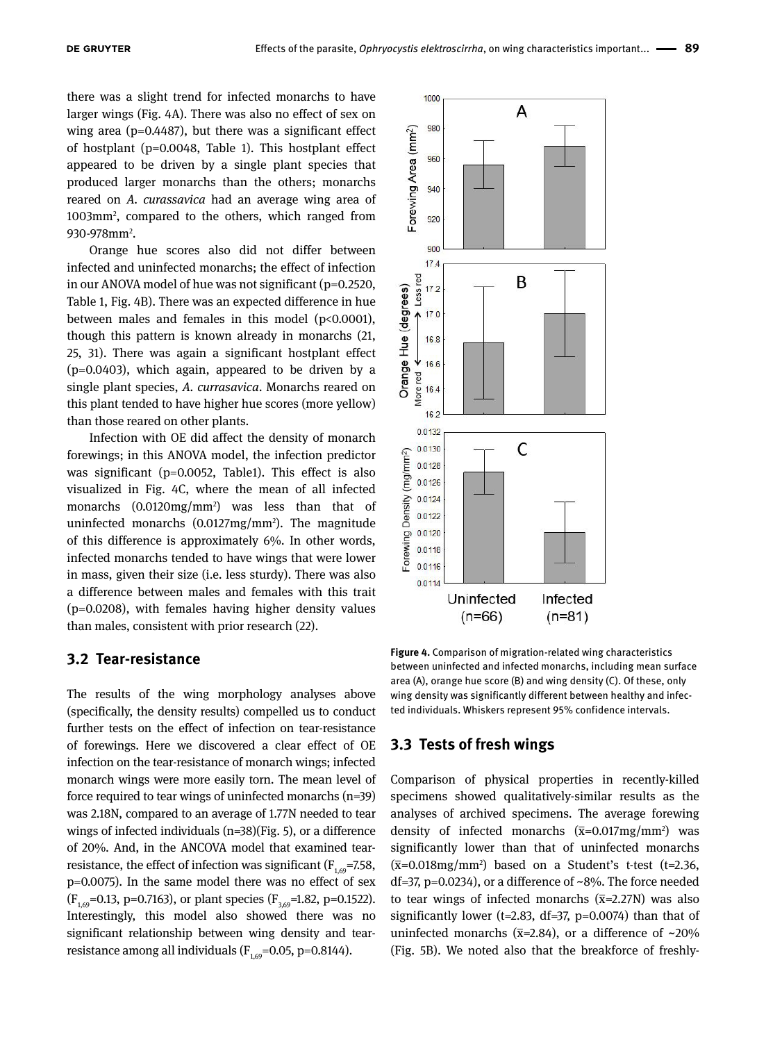there was a slight trend for infected monarchs to have larger wings (Fig. 4A). There was also no effect of sex on wing area (p=0.4487), but there was a significant effect of hostplant (p=0.0048, Table 1). This hostplant effect appeared to be driven by a single plant species that produced larger monarchs than the others; monarchs reared on *A. curassavica* had an average wing area of 1003mm$^2$, compared to the others, which ranged from 930-978mm$^2$.

Orange hue scores also did not differ between infected and uninfected monarchs; the effect of infection in our ANOVA model of hue was not significant (p=0.2520, Table 1, Fig. 4B). There was an expected difference in hue between males and females in this model (p<0.0001), though this pattern is known already in monarchs (21, 25, 31). There was again a significant hostplant effect (p=0.0403), which again, appeared to be driven by a single plant species, *A. currasavica*. Monarchs reared on this plant tended to have higher hue scores (more yellow) than those reared on other plants.

Infection with OE did affect the density of monarch forewings; in this ANOVA model, the infection predictor was significant (p=0.0052, Table1). This effect is also visualized in Fig. 4C, where the mean of all infected monarchs (0.0120mg/mm$^2$) was less than that of uninfected monarchs (0.0127mg/mm$^2$). The magnitude of this difference is approximately 6%. In other words, infected monarchs tended to have wings that were lower in mass, given their size (i.e. less sturdy). There was also a difference between males and females with this trait (p=0.0208), with females having higher density values than males, consistent with prior research (22).

**Figure 4.** Comparison of migration-related wing characteristics between uninfected and infected monarchs, including mean surface area (A), orange hue score (B) and wing density (C). Of these, only wing density was significantly different between healthy and infected individuals. Whiskers represent 95% confidence intervals.

## 3.2 Tear-resistance

The results of the wing morphology analyses above (specifically, the density results) compelled us to conduct further tests on the effect of infection on tear-resistance of forewings. Here we discovered a clear effect of OE infection on the tear-resistance of monarch wings; infected monarch wings were more easily torn. The mean level of force required to tear wings of uninfected monarchs (n=39) was 2.18N, compared to an average of 1.77N needed to tear wings of infected individuals (n=38)(Fig. 5), or a difference of 20%. And, in the ANCOVA model that examined tear-resistance, the effect of infection was significant ($F_{1,69}$=7.58, p=0.0075). In the same model there was no effect of sex ($F_{1,69}$=0.13, p=0.7163), or plant species ($F_{3,69}$=1.82, p=0.1522). Interestingly, this model also showed there was no significant relationship between wing density and tear-resistance among all individuals ($F_{1,69}$=0.05, p=0.8144).

## 3.3 Tests of fresh wings

Comparison of physical properties in recently-killed specimens showed qualitatively-similar results as the analyses of archived specimens. The average forewing density of infected monarchs ($\bar{x}$=0.017mg/mm$^2$) was significantly lower than that of uninfected monarchs ($\bar{x}$=0.018mg/mm$^2$) based on a Student's t-test (t=2.36, df=37, p=0.0234), or a difference of ~8%. The force needed to tear wings of infected monarchs ($\bar{x}$=2.27N) was also significantly lower (t=2.83, df=37, p=0.0074) than that of uninfected monarchs ($\bar{x}$=2.84), or a difference of ~20% (Fig. 5B). We noted also that the breakforce of freshly-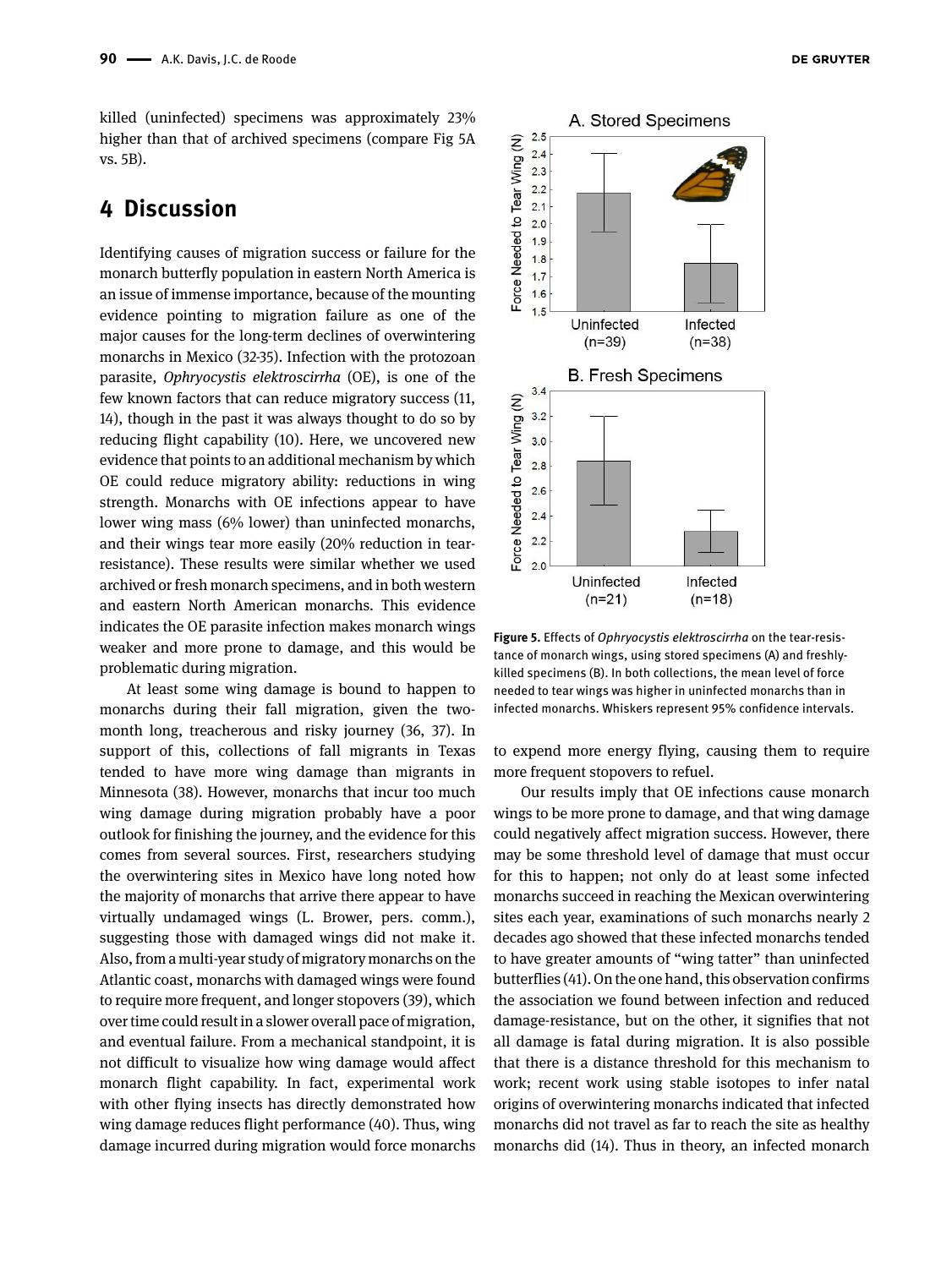killed (uninfected) specimens was approximately 23% higher than that of archived specimens (compare Fig 5A vs. 5B).

## 4 Discussion

Identifying causes of migration success or failure for the monarch butterfly population in eastern North America is an issue of immense importance, because of the mounting evidence pointing to migration failure as one of the major causes for the long-term declines of overwintering monarchs in Mexico (32-35). Infection with the protozoan parasite, *Ophryocystis elektroscirrha* (OE), is one of the few known factors that can reduce migratory success (11, 14), though in the past it was always thought to do so by reducing flight capability (10). Here, we uncovered new evidence that points to an additional mechanism by which OE could reduce migratory ability: reductions in wing strength. Monarchs with OE infections appear to have lower wing mass (6% lower) than uninfected monarchs, and their wings tear more easily (20% reduction in tear-resistance). These results were similar whether we used archived or fresh monarch specimens, and in both western and eastern North American monarchs. This evidence indicates the OE parasite infection makes monarch wings weaker and more prone to damage, and this would be problematic during migration.

At least some wing damage is bound to happen to monarchs during their fall migration, given the two-month long, treacherous and risky journey (36, 37). In support of this, collections of fall migrants in Texas tended to have more wing damage than migrants in Minnesota (38). However, monarchs that incur too much wing damage during migration probably have a poor outlook for finishing the journey, and the evidence for this comes from several sources. First, researchers studying the overwintering sites in Mexico have long noted how the majority of monarchs that arrive there appear to have virtually undamaged wings (L. Brower, pers. comm.), suggesting those with damaged wings did not make it. Also, from a multi-year study of migratory monarchs on the Atlantic coast, monarchs with damaged wings were found to require more frequent, and longer stopovers (39), which over time could result in a slower overall pace of migration, and eventual failure. From a mechanical standpoint, it is not difficult to visualize how wing damage would affect monarch flight capability. In fact, experimental work with other flying insects has directly demonstrated how wing damage reduces flight performance (40). Thus, wing damage incurred during migration would force monarchs to expend more energy flying, causing them to require more frequent stopovers to refuel.

**Figure 5.** Effects of *Ophryocystis elektroscirrha* on the tear-resistance of monarch wings, using stored specimens (A) and freshly-killed specimens (B). In both collections, the mean level of force needed to tear wings was higher in uninfected monarchs than in infected monarchs. Whiskers represent 95% confidence intervals.

Our results imply that OE infections cause monarch wings to be more prone to damage, and that wing damage could negatively affect migration success. However, there may be some threshold level of damage that must occur for this to happen; not only do at least some infected monarchs succeed in reaching the Mexican overwintering sites each year, examinations of such monarchs nearly 2 decades ago showed that these infected monarchs tended to have greater amounts of "wing tatter" than uninfected butterflies (41). On the one hand, this observation confirms the association we found between infection and reduced damage-resistance, but on the other, it signifies that not all damage is fatal during migration. It is also possible that there is a distance threshold for this mechanism to work; recent work using stable isotopes to infer natal origins of overwintering monarchs indicated that infected monarchs did not travel as far to reach the site as healthy monarchs did (14). Thus in theory, an infected monarch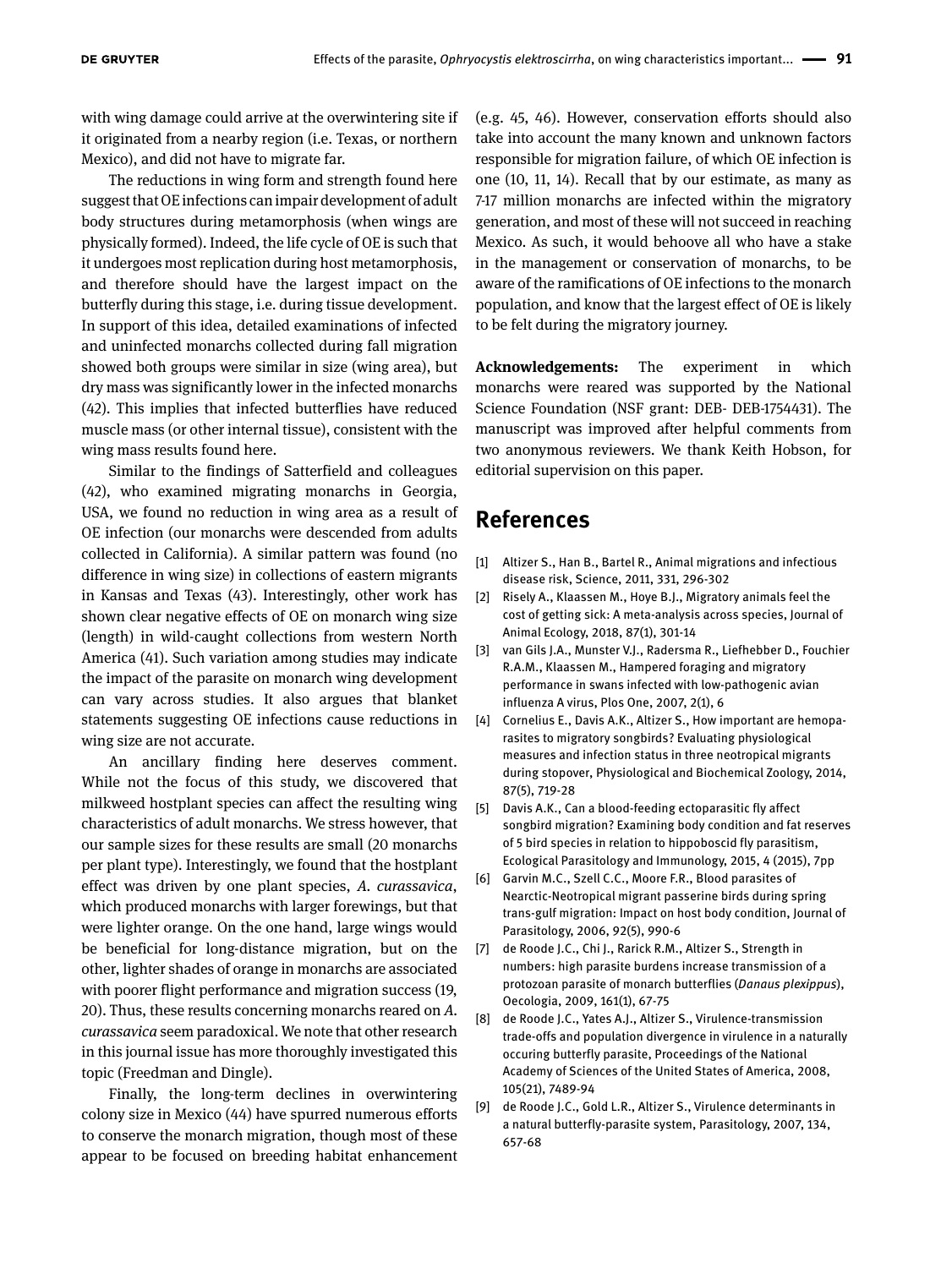with wing damage could arrive at the overwintering site if it originated from a nearby region (i.e. Texas, or northern Mexico), and did not have to migrate far.

The reductions in wing form and strength found here suggest that OE infections can impair development of adult body structures during metamorphosis (when wings are physically formed). Indeed, the life cycle of OE is such that it undergoes most replication during host metamorphosis, and therefore should have the largest impact on the butterfly during this stage, i.e. during tissue development. In support of this idea, detailed examinations of infected and uninfected monarchs collected during fall migration showed both groups were similar in size (wing area), but dry mass was significantly lower in the infected monarchs (42). This implies that infected butterflies have reduced muscle mass (or other internal tissue), consistent with the wing mass results found here.

Similar to the findings of Satterfield and colleagues (42), who examined migrating monarchs in Georgia, USA, we found no reduction in wing area as a result of OE infection (our monarchs were descended from adults collected in California). A similar pattern was found (no difference in wing size) in collections of eastern migrants in Kansas and Texas (43). Interestingly, other work has shown clear negative effects of OE on monarch wing size (length) in wild-caught collections from western North America (41). Such variation among studies may indicate the impact of the parasite on monarch wing development can vary across studies. It also argues that blanket statements suggesting OE infections cause reductions in wing size are not accurate.

An ancillary finding here deserves comment. While not the focus of this study, we discovered that milkweed hostplant species can affect the resulting wing characteristics of adult monarchs. We stress however, that our sample sizes for these results are small (20 monarchs per plant type). Interestingly, we found that the hostplant effect was driven by one plant species, *A. curassavica*, which produced monarchs with larger forewings, but that were lighter orange. On the one hand, large wings would be beneficial for long-distance migration, but on the other, lighter shades of orange in monarchs are associated with poorer flight performance and migration success (19, 20). Thus, these results concerning monarchs reared on *A. curassavica* seem paradoxical. We note that other research in this journal issue has more thoroughly investigated this topic (Freedman and Dingle).

Finally, the long-term declines in overwintering colony size in Mexico (44) have spurred numerous efforts to conserve the monarch migration, though most of these appear to be focused on breeding habitat enhancement (e.g. 45, 46). However, conservation efforts should also take into account the many known and unknown factors responsible for migration failure, of which OE infection is one (10, 11, 14). Recall that by our estimate, as many as 7-17 million monarchs are infected within the migratory generation, and most of these will not succeed in reaching Mexico. As such, it would behoove all who have a stake in the management or conservation of monarchs, to be aware of the ramifications of OE infections to the monarch population, and know that the largest effect of OE is likely to be felt during the migratory journey.

**Acknowledgements:** The experiment in which monarchs were reared was supported by the National Science Foundation (NSF grant: DEB- DEB-1754431). The manuscript was improved after helpful comments from two anonymous reviewers. We thank Keith Hobson, for editorial supervision on this paper.

## References

[1] Altizer S., Han B., Bartel R., Animal migrations and infectious disease risk, Science, 2011, 331, 296-302

[2] Risely A., Klaassen M., Hoye B.J., Migratory animals feel the cost of getting sick: A meta-analysis across species, Journal of Animal Ecology, 2018, 87(1), 301-14

[3] van Gils J.A., Munster V.J., Radersma R., Liefhebber D., Fouchier R.A.M., Klaassen M., Hampered foraging and migratory performance in swans infected with low-pathogenic avian influenza A virus, Plos One, 2007, 2(1), 6

[4] Cornelius E., Davis A.K., Altizer S., How important are hemoparasites to migratory songbirds? Evaluating physiological measures and infection status in three neotropical migrants during stopover, Physiological and Biochemical Zoology, 2014, 87(5), 719-28

[5] Davis A.K., Can a blood-feeding ectoparasitic fly affect songbird migration? Examining body condition and fat reserves of 5 bird species in relation to hippoboscid fly parasitism, Ecological Parasitology and Immunology, 2015, 4 (2015), 7pp

[6] Garvin M.C., Szell C.C., Moore F.R., Blood parasites of Nearctic-Neotropical migrant passerine birds during spring trans-gulf migration: Impact on host body condition, Journal of Parasitology, 2006, 92(5), 990-6

[7] de Roode J.C., Chi J., Rarick R.M., Altizer S., Strength in numbers: high parasite burdens increase transmission of a protozoan parasite of monarch butterflies (*Danaus plexippus*), Oecologia, 2009, 161(1), 67-75

[8] de Roode J.C., Yates A.J., Altizer S., Virulence-transmission trade-offs and population divergence in virulence in a naturally occuring butterfly parasite, Proceedings of the National Academy of Sciences of the United States of America, 2008, 105(21), 7489-94

[9] de Roode J.C., Gold L.R., Altizer S., Virulence determinants in a natural butterfly-parasite system, Parasitology, 2007, 134, 657-68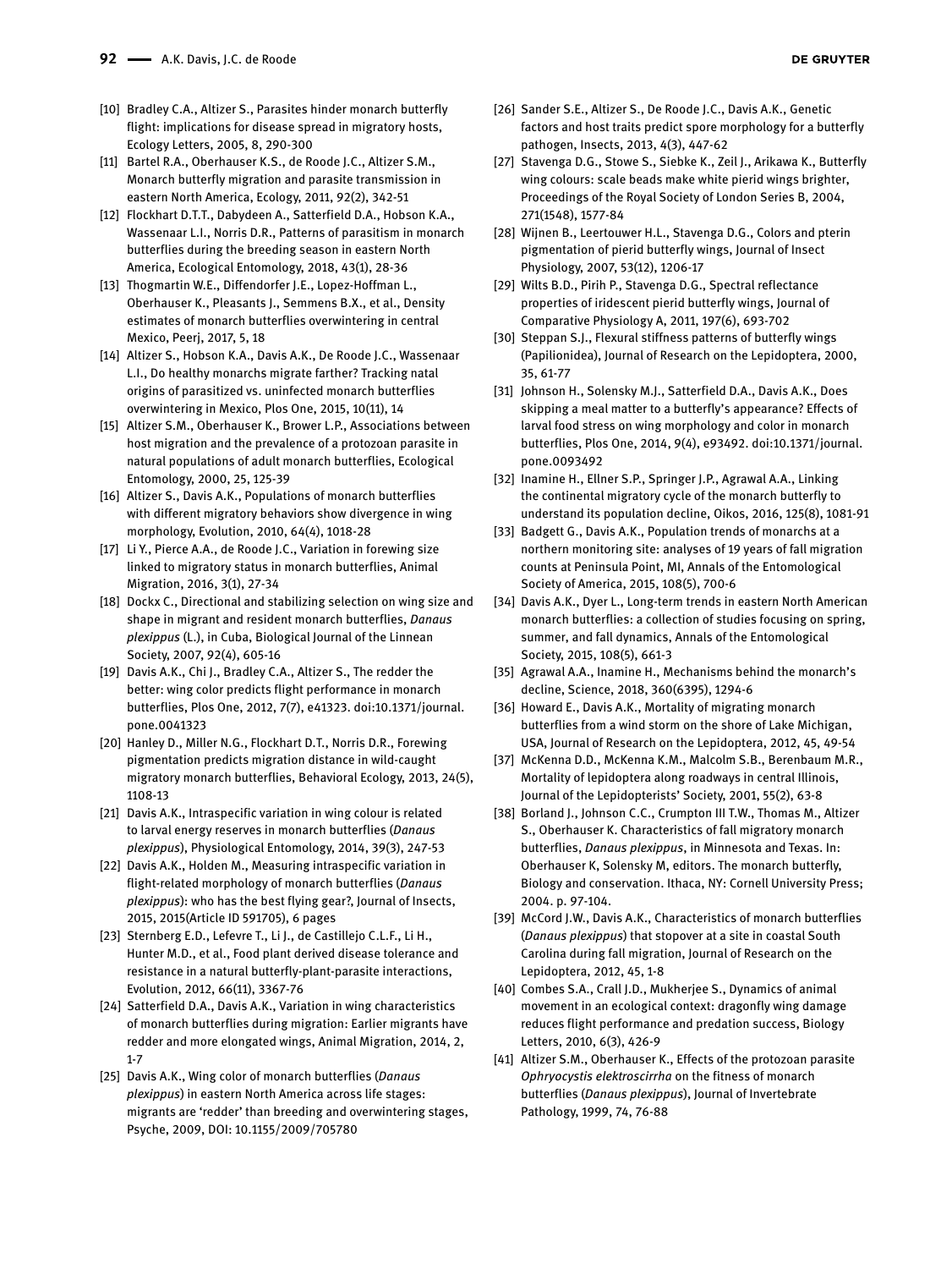[10] Bradley C.A., Altizer S., Parasites hinder monarch butterfly flight: implications for disease spread in migratory hosts, Ecology Letters, 2005, 8, 290-300

[11] Bartel R.A., Oberhauser K.S., de Roode J.C., Altizer S.M., Monarch butterfly migration and parasite transmission in eastern North America, Ecology, 2011, 92(2), 342-51

[12] Flockhart D.T.T., Dabydeen A., Satterfield D.A., Hobson K.A., Wassenaar L.I., Norris D.R., Patterns of parasitism in monarch butterflies during the breeding season in eastern North America, Ecological Entomology, 2018, 43(1), 28-36

[13] Thogmartin W.E., Diffendorfer J.E., Lopez-Hoffman L., Oberhauser K., Pleasants J., Semmens B.X., et al., Density estimates of monarch butterflies overwintering in central Mexico, Peerj, 2017, 5, 18

[14] Altizer S., Hobson K.A., Davis A.K., De Roode J.C., Wassenaar L.I., Do healthy monarchs migrate farther? Tracking natal origins of parasitized vs. uninfected monarch butterflies overwintering in Mexico, Plos One, 2015, 10(11), 14

[15] Altizer S.M., Oberhauser K., Brower L.P., Associations between host migration and the prevalence of a protozoan parasite in natural populations of adult monarch butterflies, Ecological Entomology, 2000, 25, 125-39

[16] Altizer S., Davis A.K., Populations of monarch butterflies with different migratory behaviors show divergence in wing morphology, Evolution, 2010, 64(4), 1018-28

[17] Li Y., Pierce A.A., de Roode J.C., Variation in forewing size linked to migratory status in monarch butterflies, Animal Migration, 2016, 3(1), 27-34

[18] Dockx C., Directional and stabilizing selection on wing size and shape in migrant and resident monarch butterflies, *Danaus plexippus* (L.), in Cuba, Biological Journal of the Linnean Society, 2007, 92(4), 605-16

[19] Davis A.K., Chi J., Bradley C.A., Altizer S., The redder the better: wing color predicts flight performance in monarch butterflies, Plos One, 2012, 7(7), e41323. doi:10.1371/journal.pone.0041323

[20] Hanley D., Miller N.G., Flockhart D.T., Norris D.R., Forewing pigmentation predicts migration distance in wild-caught migratory monarch butterflies, Behavioral Ecology, 2013, 24(5), 1108-13

[21] Davis A.K., Intraspecific variation in wing colour is related to larval energy reserves in monarch butterflies (*Danaus plexippus*), Physiological Entomology, 2014, 39(3), 247-53

[22] Davis A.K., Holden M., Measuring intraspecific variation in flight-related morphology of monarch butterflies (*Danaus plexippus*): who has the best flying gear?, Journal of Insects, 2015, 2015(Article ID 591705), 6 pages

[23] Sternberg E.D., Lefevre T., Li J., de Castillejo C.L.F., Li H., Hunter M.D., et al., Food plant derived disease tolerance and resistance in a natural butterfly-plant-parasite interactions, Evolution, 2012, 66(11), 3367-76

[24] Satterfield D.A., Davis A.K., Variation in wing characteristics of monarch butterflies during migration: Earlier migrants have redder and more elongated wings, Animal Migration, 2014, 2, 1-7

[25] Davis A.K., Wing color of monarch butterflies (*Danaus plexippus*) in eastern North America across life stages: migrants are 'redder' than breeding and overwintering stages, Psyche, 2009, DOI: 10.1155/2009/705780

[26] Sander S.E., Altizer S., De Roode J.C., Davis A.K., Genetic factors and host traits predict spore morphology for a butterfly pathogen, Insects, 2013, 4(3), 447-62

[27] Stavenga D.G., Stowe S., Siebke K., Zeil J., Arikawa K., Butterfly wing colours: scale beads make white pierid wings brighter, Proceedings of the Royal Society of London Series B, 2004, 271(1548), 1577-84

[28] Wijnen B., Leertouwer H.L., Stavenga D.G., Colors and pterin pigmentation of pierid butterfly wings, Journal of Insect Physiology, 2007, 53(12), 1206-17

[29] Wilts B.D., Pirih P., Stavenga D.G., Spectral reflectance properties of iridescent pierid butterfly wings, Journal of Comparative Physiology A, 2011, 197(6), 693-702

[30] Steppan S.J., Flexural stiffness patterns of butterfly wings (Papilionidea), Journal of Research on the Lepidoptera, 2000, 35, 61-77

[31] Johnson H., Solensky M.J., Satterfield D.A., Davis A.K., Does skipping a meal matter to a butterfly's appearance? Effects of larval food stress on wing morphology and color in monarch butterflies, Plos One, 2014, 9(4), e93492. doi:10.1371/journal.pone.0093492

[32] Inamine H., Ellner S.P., Springer J.P., Agrawal A.A., Linking the continental migratory cycle of the monarch butterfly to understand its population decline, Oikos, 2016, 125(8), 1081-91

[33] Badgett G., Davis A.K., Population trends of monarchs at a northern monitoring site: analyses of 19 years of fall migration counts at Peninsula Point, MI, Annals of the Entomological Society of America, 2015, 108(5), 700-6

[34] Davis A.K., Dyer L., Long-term trends in eastern North American monarch butterflies: a collection of studies focusing on spring, summer, and fall dynamics, Annals of the Entomological Society, 2015, 108(5), 661-3

[35] Agrawal A.A., Inamine H., Mechanisms behind the monarch's decline, Science, 2018, 360(6395), 1294-6

[36] Howard E., Davis A.K., Mortality of migrating monarch butterflies from a wind storm on the shore of Lake Michigan, USA, Journal of Research on the Lepidoptera, 2012, 45, 49-54

[37] McKenna D.D., McKenna K.M., Malcolm S.B., Berenbaum M.R., Mortality of lepidoptera along roadways in central Illinois, Journal of the Lepidopterists' Society, 2001, 55(2), 63-8

[38] Borland J., Johnson C.C., Crumpton III T.W., Thomas M., Altizer S., Oberhauser K. Characteristics of fall migratory monarch butterflies, *Danaus plexippus*, in Minnesota and Texas. In: Oberhauser K, Solensky M, editors. The monarch butterfly, Biology and conservation. Ithaca, NY: Cornell University Press; 2004. p. 97-104.

[39] McCord J.W., Davis A.K., Characteristics of monarch butterflies (*Danaus plexippus*) that stopover at a site in coastal South Carolina during fall migration, Journal of Research on the Lepidoptera, 2012, 45, 1-8

[40] Combes S.A., Crall J.D., Mukherjee S., Dynamics of animal movement in an ecological context: dragonfly wing damage reduces flight performance and predation success, Biology Letters, 2010, 6(3), 426-9

[41] Altizer S.M., Oberhauser K., Effects of the protozoan parasite *Ophryocystis elektroscirrha* on the fitness of monarch butterflies (*Danaus plexippus*), Journal of Invertebrate Pathology, 1999, 74, 76-88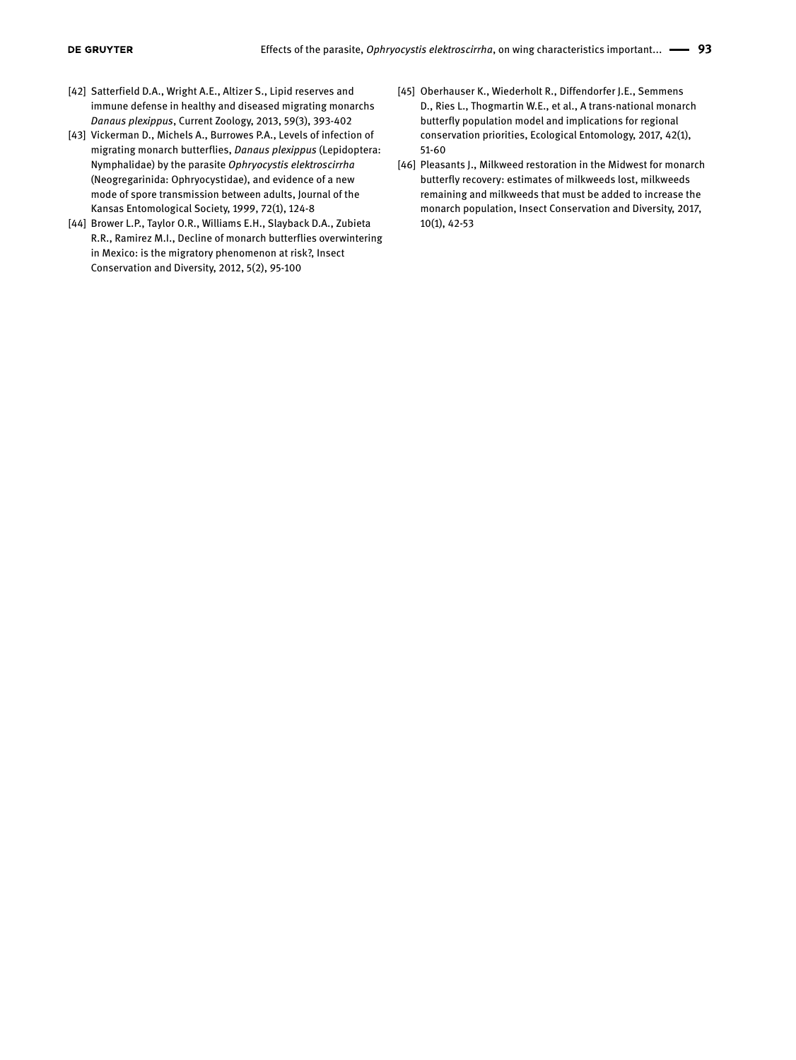[42] Satterfield D.A., Wright A.E., Altizer S., Lipid reserves and immune defense in healthy and diseased migrating monarchs *Danaus plexippus*, Current Zoology, 2013, 59(3), 393-402

[43] Vickerman D., Michels A., Burrowes P.A., Levels of infection of migrating monarch butterflies, *Danaus plexippus* (Lepidoptera: Nymphalidae) by the parasite *Ophryocystis elektroscirrha* (Neogregarinida: Ophryocystidae), and evidence of a new mode of spore transmission between adults, Journal of the Kansas Entomological Society, 1999, 72(1), 124-8

[44] Brower L.P., Taylor O.R., Williams E.H., Slayback D.A., Zubieta R.R., Ramirez M.I., Decline of monarch butterflies overwintering in Mexico: is the migratory phenomenon at risk?, Insect Conservation and Diversity, 2012, 5(2), 95-100

[45] Oberhauser K., Wiederholt R., Diffendorfer J.E., Semmens D., Ries L., Thogmartin W.E., et al., A trans-national monarch butterfly population model and implications for regional conservation priorities, Ecological Entomology, 2017, 42(1), 51-60

[46] Pleasants J., Milkweed restoration in the Midwest for monarch butterfly recovery: estimates of milkweeds lost, milkweeds remaining and milkweeds that must be added to increase the monarch population, Insect Conservation and Diversity, 2017, 10(1), 42-53